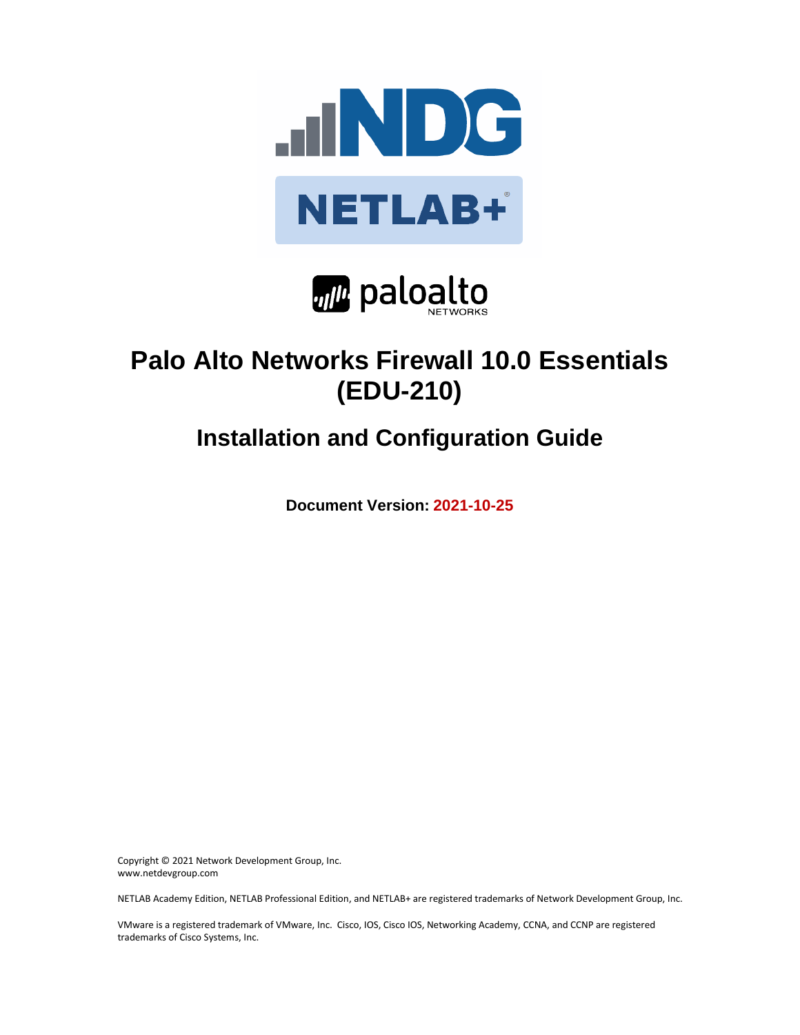# Palo Alto Networks Firewall 10.0 Essentials (EDU-210)

## Installation and Configuration Guide

**Document Version: 2021-10-25**

Copyright © 2021 Network Development Group, Inc.
www.netdevgroup.com

NETLAB Academy Edition, NETLAB Professional Edition, and NETLAB+ are registered trademarks of Network Development Group, Inc.

VMware is a registered trademark of VMware, Inc. Cisco, IOS, Cisco IOS, Networking Academy, CCNA, and CCNP are registered trademarks of Cisco Systems, Inc.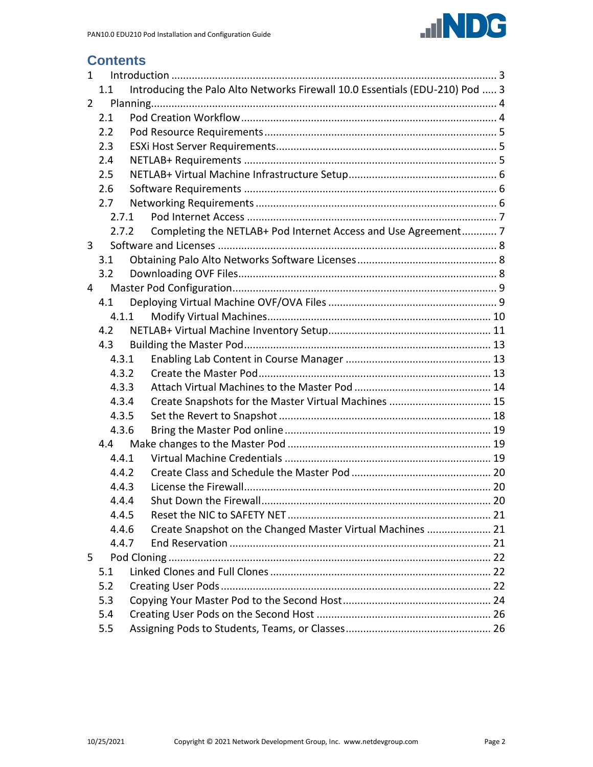# Contents

1 Introduction ... 3
- 1.1 Introducing the Palo Alto Networks Firewall 10.0 Essentials (EDU-210) Pod ... 3

2 Planning ... 4
- 2.1 Pod Creation Workflow ... 4
- 2.2 Pod Resource Requirements ... 5
- 2.3 ESXi Host Server Requirements ... 5
- 2.4 NETLAB+ Requirements ... 5
- 2.5 NETLAB+ Virtual Machine Infrastructure Setup ... 6
- 2.6 Software Requirements ... 6
- 2.7 Networking Requirements ... 6
  - 2.7.1 Pod Internet Access ... 7
  - 2.7.2 Completing the NETLAB+ Pod Internet Access and Use Agreement ... 7

3 Software and Licenses ... 8
- 3.1 Obtaining Palo Alto Networks Software Licenses ... 8
- 3.2 Downloading OVF Files ... 8

4 Master Pod Configuration ... 9
- 4.1 Deploying Virtual Machine OVF/OVA Files ... 9
  - 4.1.1 Modify Virtual Machines ... 10
- 4.2 NETLAB+ Virtual Machine Inventory Setup ... 11
- 4.3 Building the Master Pod ... 13
  - 4.3.1 Enabling Lab Content in Course Manager ... 13
  - 4.3.2 Create the Master Pod ... 13
  - 4.3.3 Attach Virtual Machines to the Master Pod ... 14
  - 4.3.4 Create Snapshots for the Master Virtual Machines ... 15
  - 4.3.5 Set the Revert to Snapshot ... 18
  - 4.3.6 Bring the Master Pod online ... 19
- 4.4 Make changes to the Master Pod ... 19
  - 4.4.1 Virtual Machine Credentials ... 19
  - 4.4.2 Create Class and Schedule the Master Pod ... 20
  - 4.4.3 License the Firewall ... 20
  - 4.4.4 Shut Down the Firewall ... 20
  - 4.4.5 Reset the NIC to SAFETY NET ... 21
  - 4.4.6 Create Snapshot on the Changed Master Virtual Machines ... 21
  - 4.4.7 End Reservation ... 21

5 Pod Cloning ... 22
- 5.1 Linked Clones and Full Clones ... 22
- 5.2 Creating User Pods ... 22
- 5.3 Copying Your Master Pod to the Second Host ... 24
- 5.4 Creating User Pods on the Second Host ... 26
- 5.5 Assigning Pods to Students, Teams, or Classes ... 26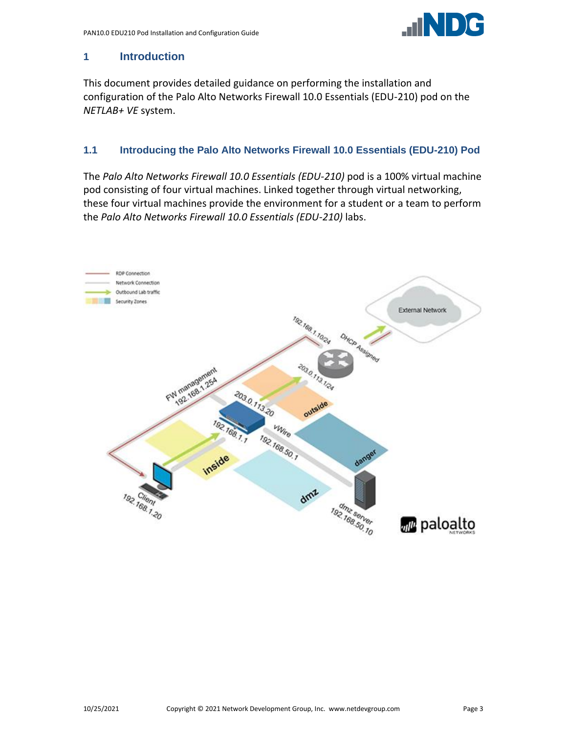# 1 Introduction

This document provides detailed guidance on performing the installation and configuration of the Palo Alto Networks Firewall 10.0 Essentials (EDU-210) pod on the *NETLAB+ VE* system.

## 1.1 Introducing the Palo Alto Networks Firewall 10.0 Essentials (EDU-210) Pod

The *Palo Alto Networks Firewall 10.0 Essentials (EDU-210)* pod is a 100% virtual machine pod consisting of four virtual machines. Linked together through virtual networking, these four virtual machines provide the environment for a student or a team to perform the *Palo Alto Networks Firewall 10.0 Essentials (EDU-210)* labs.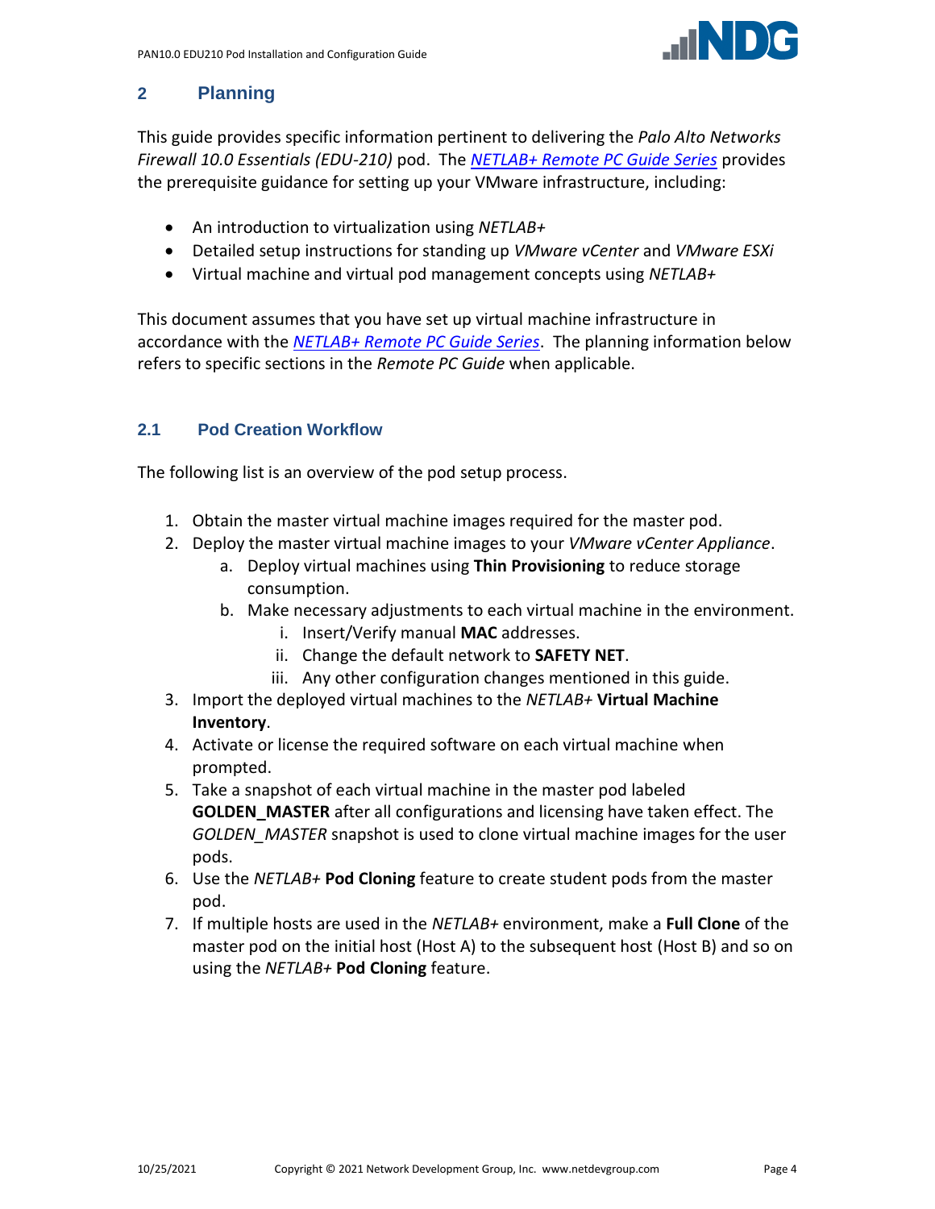# 2 Planning

This guide provides specific information pertinent to delivering the *Palo Alto Networks Firewall 10.0 Essentials (EDU-210)* pod. The *NETLAB+ Remote PC Guide Series* provides the prerequisite guidance for setting up your VMware infrastructure, including:

- An introduction to virtualization using *NETLAB+*
- Detailed setup instructions for standing up *VMware vCenter* and *VMware ESXi*
- Virtual machine and virtual pod management concepts using *NETLAB+*

This document assumes that you have set up virtual machine infrastructure in accordance with the *NETLAB+ Remote PC Guide Series*. The planning information below refers to specific sections in the *Remote PC Guide* when applicable.

## 2.1 Pod Creation Workflow

The following list is an overview of the pod setup process.

1. Obtain the master virtual machine images required for the master pod.
2. Deploy the master virtual machine images to your *VMware vCenter Appliance*.
   a. Deploy virtual machines using **Thin Provisioning** to reduce storage consumption.
   b. Make necessary adjustments to each virtual machine in the environment.
      i. Insert/Verify manual **MAC** addresses.
      ii. Change the default network to **SAFETY NET**.
      iii. Any other configuration changes mentioned in this guide.
3. Import the deployed virtual machines to the *NETLAB+* **Virtual Machine Inventory**.
4. Activate or license the required software on each virtual machine when prompted.
5. Take a snapshot of each virtual machine in the master pod labeled **GOLDEN_MASTER** after all configurations and licensing have taken effect. The *GOLDEN_MASTER* snapshot is used to clone virtual machine images for the user pods.
6. Use the *NETLAB+* **Pod Cloning** feature to create student pods from the master pod.
7. If multiple hosts are used in the *NETLAB+* environment, make a **Full Clone** of the master pod on the initial host (Host A) to the subsequent host (Host B) and so on using the *NETLAB+* **Pod Cloning** feature.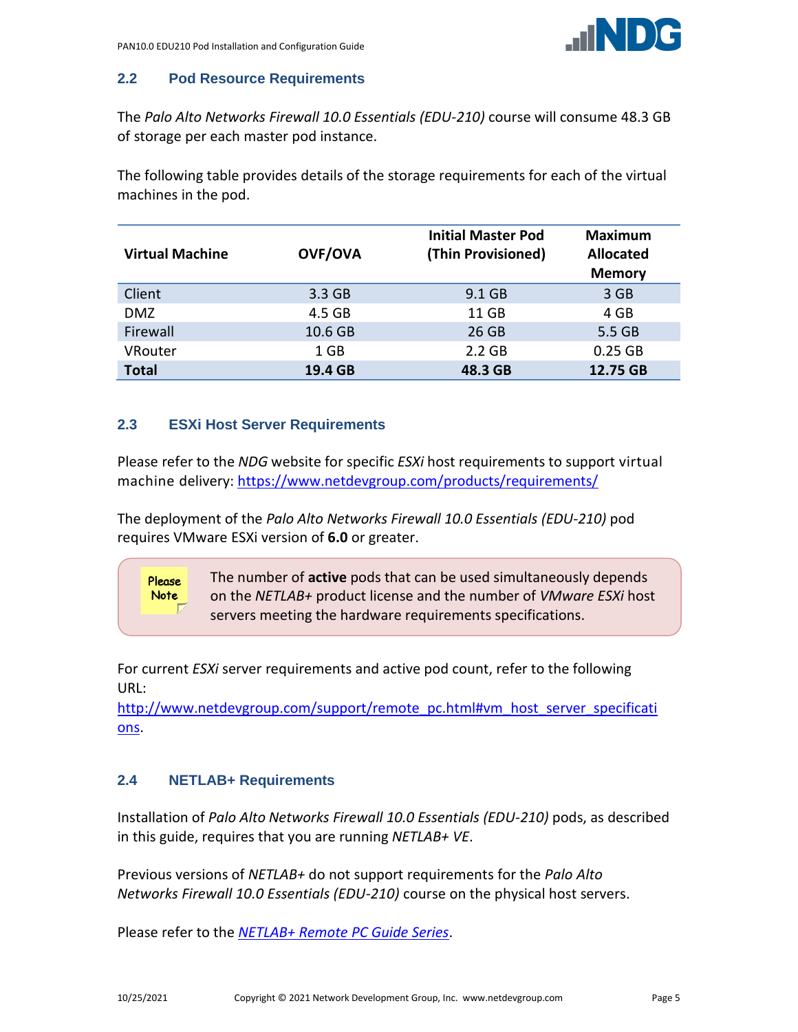## 2.2 Pod Resource Requirements

The *Palo Alto Networks Firewall 10.0 Essentials (EDU-210)* course will consume 48.3 GB of storage per each master pod instance.

The following table provides details of the storage requirements for each of the virtual machines in the pod.

| Virtual Machine | OVF/OVA | Initial Master Pod (Thin Provisioned) | Maximum Allocated Memory |
|---|---|---|---|
| Client | 3.3 GB | 9.1 GB | 3 GB |
| DMZ | 4.5 GB | 11 GB | 4 GB |
| Firewall | 10.6 GB | 26 GB | 5.5 GB |
| VRouter | 1 GB | 2.2 GB | 0.25 GB |
| **Total** | **19.4 GB** | **48.3 GB** | **12.75 GB** |

## 2.3 ESXi Host Server Requirements

Please refer to the *NDG* website for specific *ESXi* host requirements to support virtual machine delivery: https://www.netdevgroup.com/products/requirements/

The deployment of the *Palo Alto Networks Firewall 10.0 Essentials (EDU-210)* pod requires VMware ESXi version of **6.0** or greater.

> Please Note
>
> The number of **active** pods that can be used simultaneously depends on the *NETLAB+* product license and the number of *VMware ESXi* host servers meeting the hardware requirements specifications.

For current *ESXi* server requirements and active pod count, refer to the following URL:
http://www.netdevgroup.com/support/remote_pc.html#vm_host_server_specifications.

## 2.4 NETLAB+ Requirements

Installation of *Palo Alto Networks Firewall 10.0 Essentials (EDU-210)* pods, as described in this guide, requires that you are running *NETLAB+ VE*.

Previous versions of *NETLAB+* do not support requirements for the *Palo Alto Networks Firewall 10.0 Essentials (EDU-210)* course on the physical host servers.

Please refer to the *NETLAB+ Remote PC Guide Series*.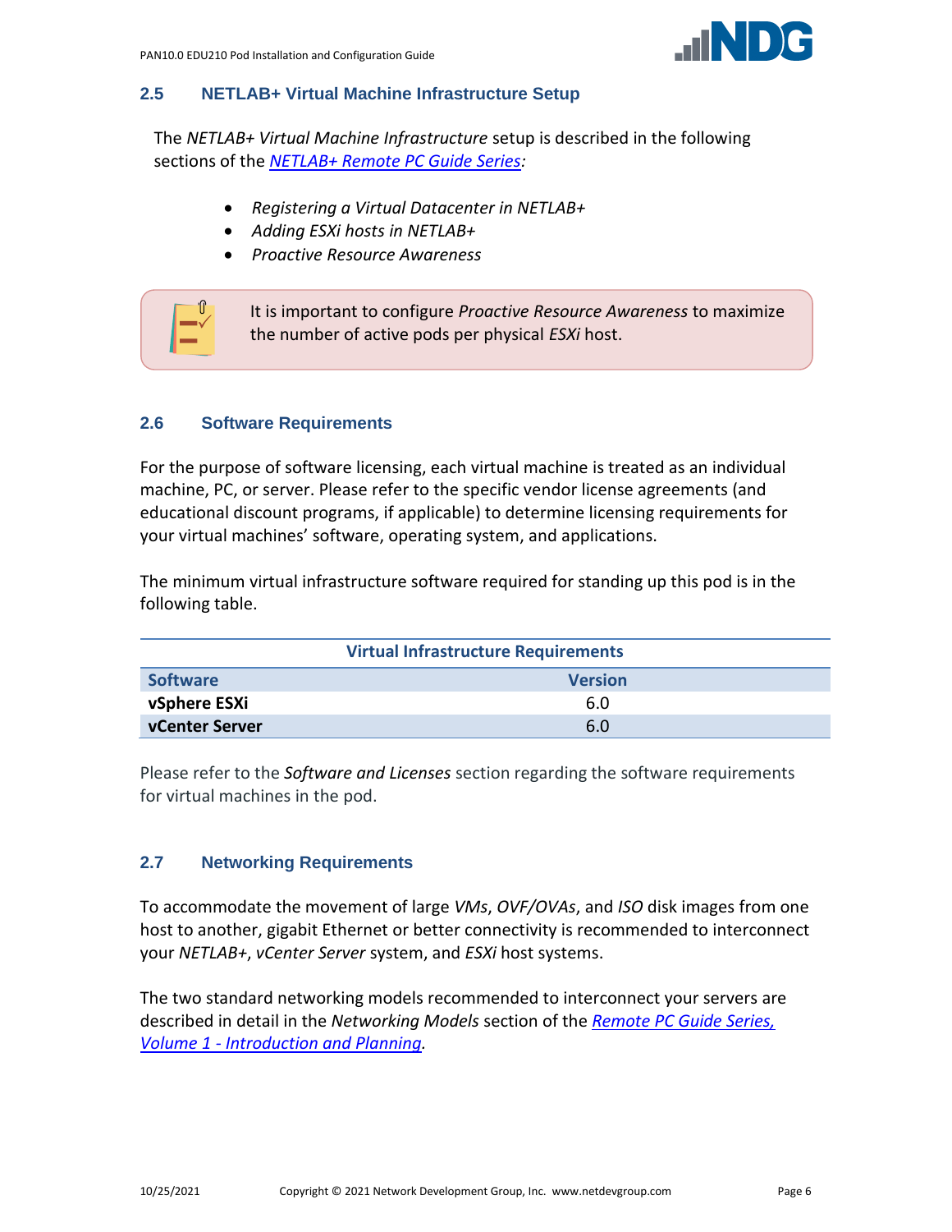## 2.5 NETLAB+ Virtual Machine Infrastructure Setup

The *NETLAB+ Virtual Machine Infrastructure* setup is described in the following sections of the *NETLAB+ Remote PC Guide Series:*

- *Registering a Virtual Datacenter in NETLAB+*
- *Adding ESXi hosts in NETLAB+*
- *Proactive Resource Awareness*

It is important to configure *Proactive Resource Awareness* to maximize the number of active pods per physical *ESXi* host.

## 2.6 Software Requirements

For the purpose of software licensing, each virtual machine is treated as an individual machine, PC, or server. Please refer to the specific vendor license agreements (and educational discount programs, if applicable) to determine licensing requirements for your virtual machines' software, operating system, and applications.

The minimum virtual infrastructure software required for standing up this pod is in the following table.

| Virtual Infrastructure Requirements | |
|---|---|
| **Software** | **Version** |
| **vSphere ESXi** | 6.0 |
| **vCenter Server** | 6.0 |

Please refer to the *Software and Licenses* section regarding the software requirements for virtual machines in the pod.

## 2.7 Networking Requirements

To accommodate the movement of large *VMs*, *OVF/OVAs*, and *ISO* disk images from one host to another, gigabit Ethernet or better connectivity is recommended to interconnect your *NETLAB+*, *vCenter Server* system, and *ESXi* host systems.

The two standard networking models recommended to interconnect your servers are described in detail in the *Networking Models* section of the *Remote PC Guide Series, Volume 1 - Introduction and Planning*.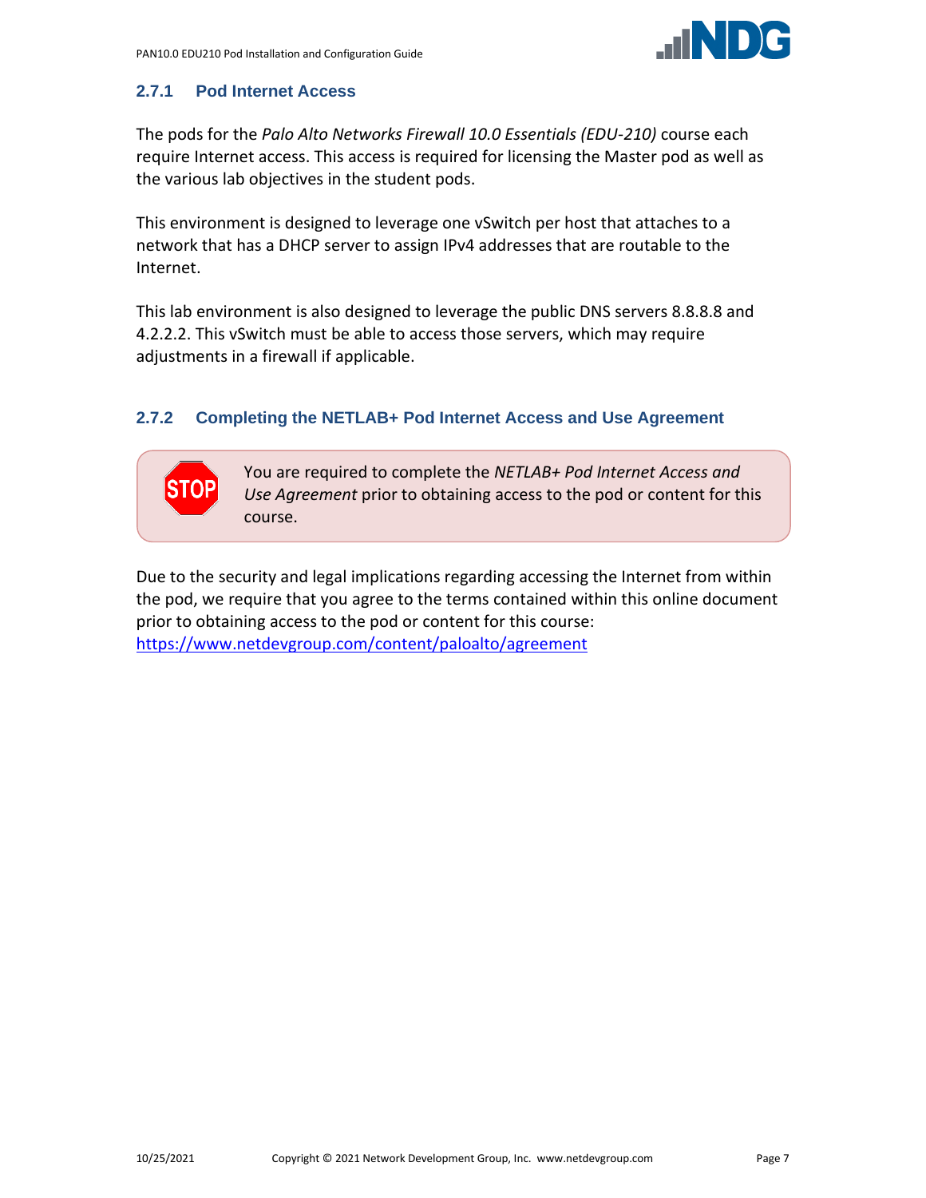### 2.7.1 Pod Internet Access

The pods for the *Palo Alto Networks Firewall 10.0 Essentials (EDU-210)* course each require Internet access. This access is required for licensing the Master pod as well as the various lab objectives in the student pods.

This environment is designed to leverage one vSwitch per host that attaches to a network that has a DHCP server to assign IPv4 addresses that are routable to the Internet.

This lab environment is also designed to leverage the public DNS servers 8.8.8.8 and 4.2.2.2. This vSwitch must be able to access those servers, which may require adjustments in a firewall if applicable.

### 2.7.2 Completing the NETLAB+ Pod Internet Access and Use Agreement

> STOP: You are required to complete the *NETLAB+ Pod Internet Access and Use Agreement* prior to obtaining access to the pod or content for this course.

Due to the security and legal implications regarding accessing the Internet from within the pod, we require that you agree to the terms contained within this online document prior to obtaining access to the pod or content for this course: https://www.netdevgroup.com/content/paloalto/agreement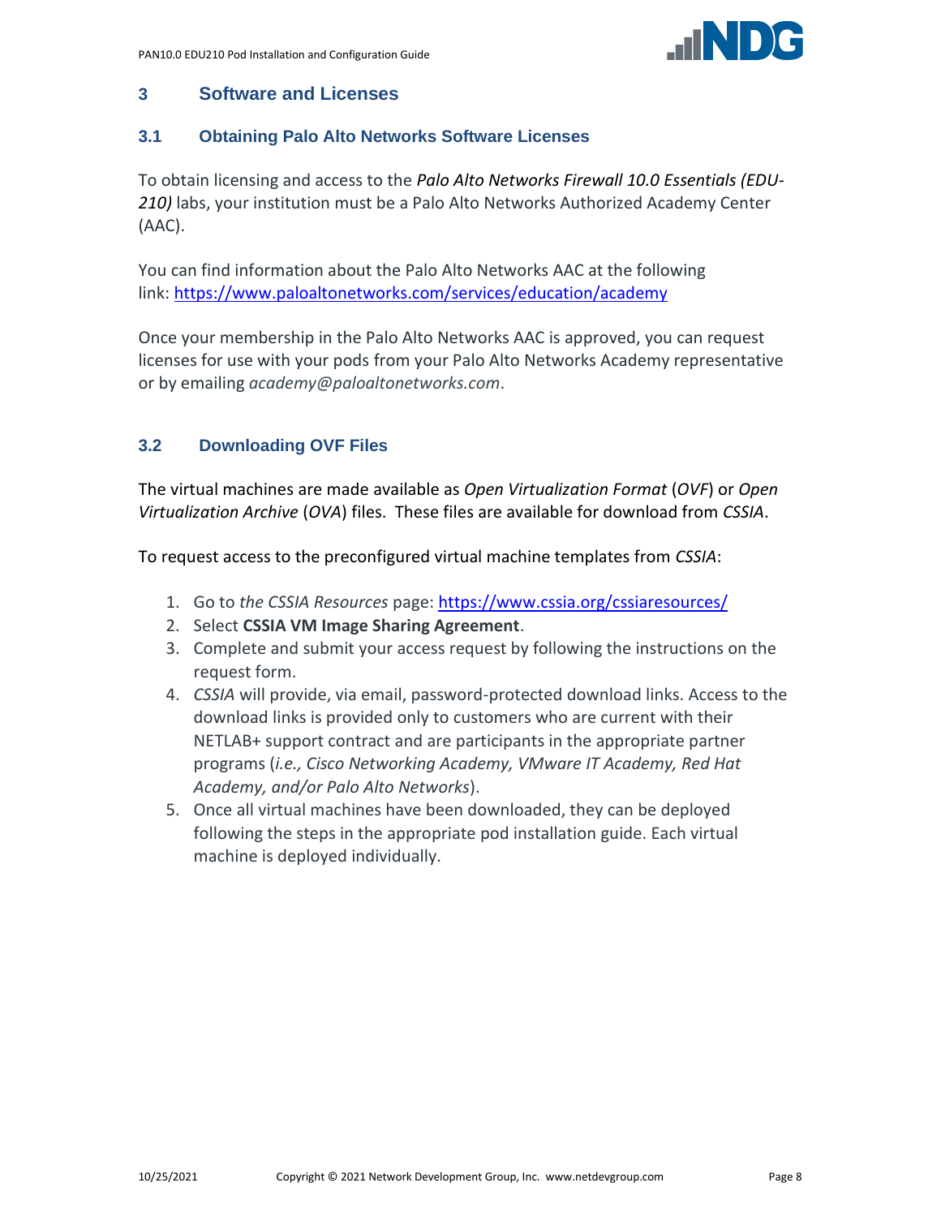# 3 Software and Licenses

## 3.1 Obtaining Palo Alto Networks Software Licenses

To obtain licensing and access to the *Palo Alto Networks Firewall 10.0 Essentials (EDU-210)* labs, your institution must be a Palo Alto Networks Authorized Academy Center (AAC).

You can find information about the Palo Alto Networks AAC at the following link: https://www.paloaltonetworks.com/services/education/academy

Once your membership in the Palo Alto Networks AAC is approved, you can request licenses for use with your pods from your Palo Alto Networks Academy representative or by emailing *academy@paloaltonetworks.com*.

## 3.2 Downloading OVF Files

The virtual machines are made available as *Open Virtualization Format* (*OVF*) or *Open Virtualization Archive* (*OVA*) files. These files are available for download from *CSSIA*.

To request access to the preconfigured virtual machine templates from *CSSIA*:

1. Go to *the CSSIA Resources* page: https://www.cssia.org/cssiaresources/
2. Select **CSSIA VM Image Sharing Agreement**.
3. Complete and submit your access request by following the instructions on the request form.
4. *CSSIA* will provide, via email, password-protected download links. Access to the download links is provided only to customers who are current with their NETLAB+ support contract and are participants in the appropriate partner programs (*i.e., Cisco Networking Academy, VMware IT Academy, Red Hat Academy, and/or Palo Alto Networks*).
5. Once all virtual machines have been downloaded, they can be deployed following the steps in the appropriate pod installation guide. Each virtual machine is deployed individually.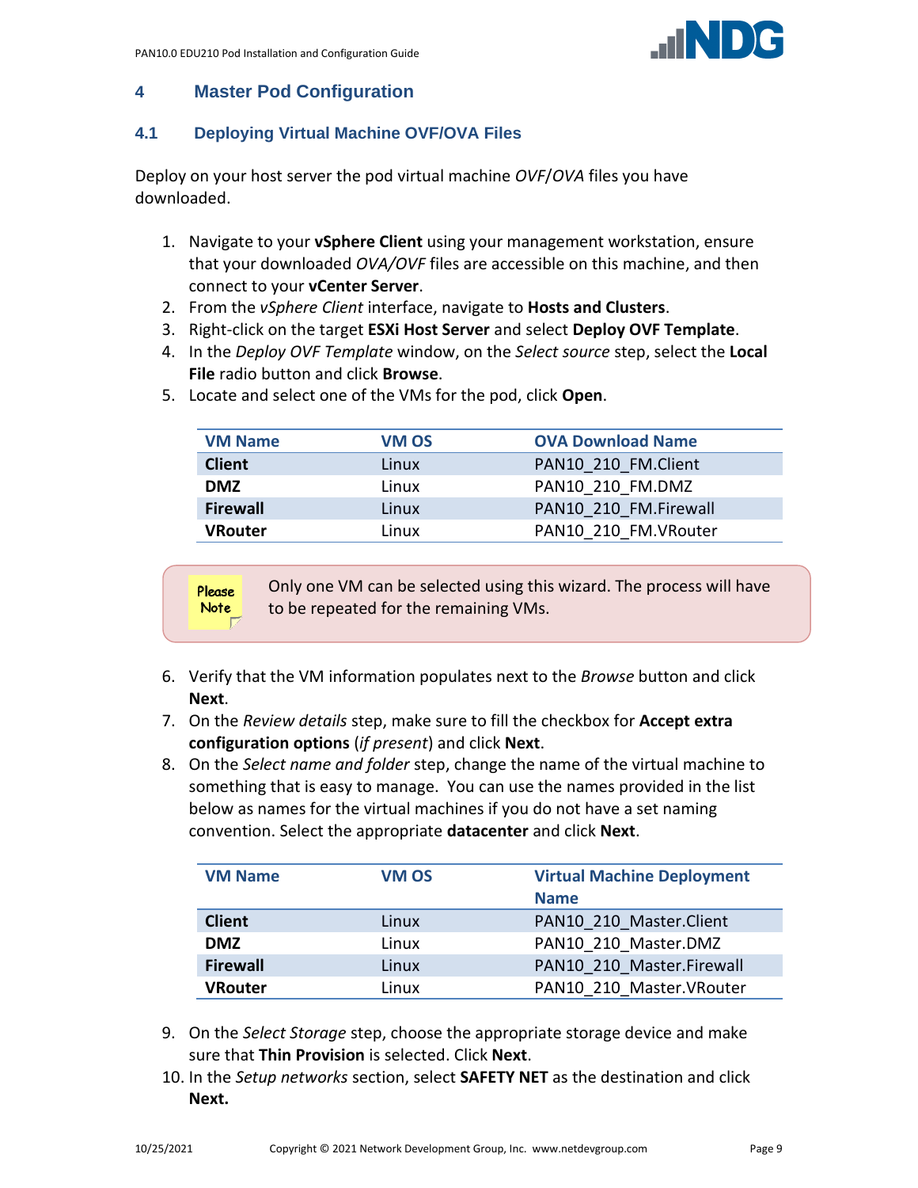# 4 Master Pod Configuration

## 4.1 Deploying Virtual Machine OVF/OVA Files

Deploy on your host server the pod virtual machine *OVF*/*OVA* files you have downloaded.

1. Navigate to your **vSphere Client** using your management workstation, ensure that your downloaded *OVA/OVF* files are accessible on this machine, and then connect to your **vCenter Server**.
2. From the *vSphere Client* interface, navigate to **Hosts and Clusters**.
3. Right-click on the target **ESXi Host Server** and select **Deploy OVF Template**.
4. In the *Deploy OVF Template* window, on the *Select source* step, select the **Local File** radio button and click **Browse**.
5. Locate and select one of the VMs for the pod, click **Open**.

| VM Name | VM OS | OVA Download Name |
|---|---|---|
| **Client** | Linux | PAN10_210_FM.Client |
| **DMZ** | Linux | PAN10_210_FM.DMZ |
| **Firewall** | Linux | PAN10_210_FM.Firewall |
| **VRouter** | Linux | PAN10_210_FM.VRouter |

> Please Note: Only one VM can be selected using this wizard. The process will have to be repeated for the remaining VMs.

6. Verify that the VM information populates next to the *Browse* button and click **Next**.
7. On the *Review details* step, make sure to fill the checkbox for **Accept extra configuration options** (*if present*) and click **Next**.
8. On the *Select name and folder* step, change the name of the virtual machine to something that is easy to manage. You can use the names provided in the list below as names for the virtual machines if you do not have a set naming convention. Select the appropriate **datacenter** and click **Next**.

| VM Name | VM OS | Virtual Machine Deployment Name |
|---|---|---|
| **Client** | Linux | PAN10_210_Master.Client |
| **DMZ** | Linux | PAN10_210_Master.DMZ |
| **Firewall** | Linux | PAN10_210_Master.Firewall |
| **VRouter** | Linux | PAN10_210_Master.VRouter |

9. On the *Select Storage* step, choose the appropriate storage device and make sure that **Thin Provision** is selected. Click **Next**.
10. In the *Setup networks* section, select **SAFETY NET** as the destination and click **Next.**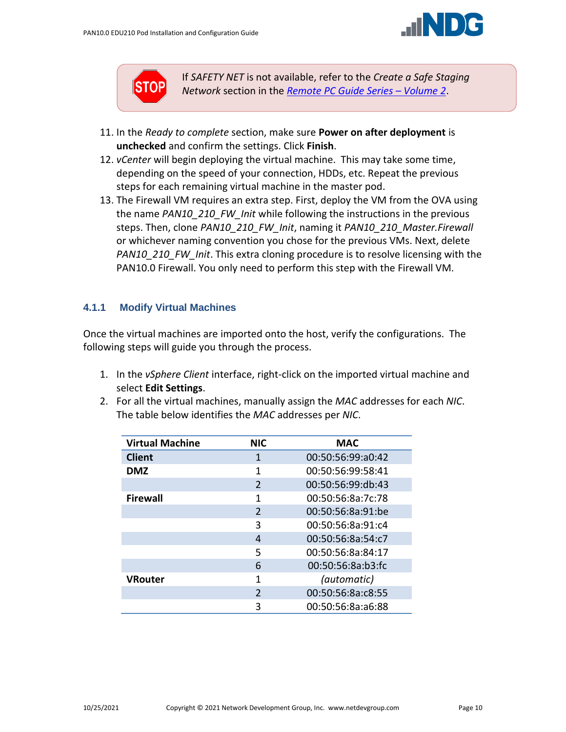> **STOP** If *SAFETY NET* is not available, refer to the *Create a Safe Staging Network* section in the [*Remote PC Guide Series – Volume 2*]().

11. In the *Ready to complete* section, make sure **Power on after deployment** is **unchecked** and confirm the settings. Click **Finish**.
12. *vCenter* will begin deploying the virtual machine. This may take some time, depending on the speed of your connection, HDDs, etc. Repeat the previous steps for each remaining virtual machine in the master pod.
13. The Firewall VM requires an extra step. First, deploy the VM from the OVA using the name *PAN10_210_FW_Init* while following the instructions in the previous steps. Then, clone *PAN10_210_FW_Init*, naming it *PAN10_210_Master.Firewall* or whichever naming convention you chose for the previous VMs. Next, delete *PAN10_210_FW_Init*. This extra cloning procedure is to resolve licensing with the PAN10.0 Firewall. You only need to perform this step with the Firewall VM.

### 4.1.1 Modify Virtual Machines

Once the virtual machines are imported onto the host, verify the configurations. The following steps will guide you through the process.

1. In the *vSphere Client* interface, right-click on the imported virtual machine and select **Edit Settings**.
2. For all the virtual machines, manually assign the *MAC* addresses for each *NIC*. The table below identifies the *MAC* addresses per *NIC*.

| Virtual Machine | NIC | MAC |
|---|---|---|
| **Client** | 1 | 00:50:56:99:a0:42 |
| **DMZ** | 1 | 00:50:56:99:58:41 |
| | 2 | 00:50:56:99:db:43 |
| **Firewall** | 1 | 00:50:56:8a:7c:78 |
| | 2 | 00:50:56:8a:91:be |
| | 3 | 00:50:56:8a:91:c4 |
| | 4 | 00:50:56:8a:54:c7 |
| | 5 | 00:50:56:8a:84:17 |
| | 6 | 00:50:56:8a:b3:fc |
| **VRouter** | 1 | *(automatic)* |
| | 2 | 00:50:56:8a:c8:55 |
| | 3 | 00:50:56:8a:a6:88 |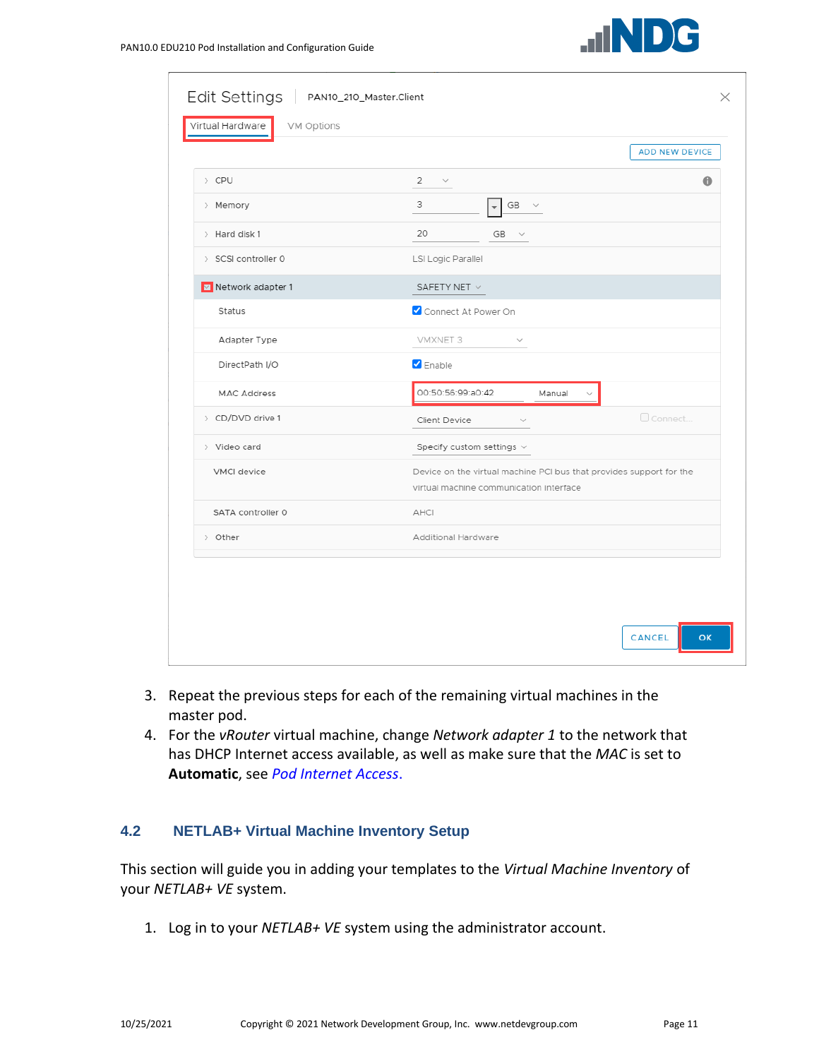3. Repeat the previous steps for each of the remaining virtual machines in the master pod.
4. For the *vRouter* virtual machine, change *Network adapter 1* to the network that has DHCP Internet access available, as well as make sure that the *MAC* is set to **Automatic**, see *Pod Internet Access*.

## 4.2 NETLAB+ Virtual Machine Inventory Setup

This section will guide you in adding your templates to the *Virtual Machine Inventory* of your *NETLAB+ VE* system.

1. Log in to your *NETLAB+ VE* system using the administrator account.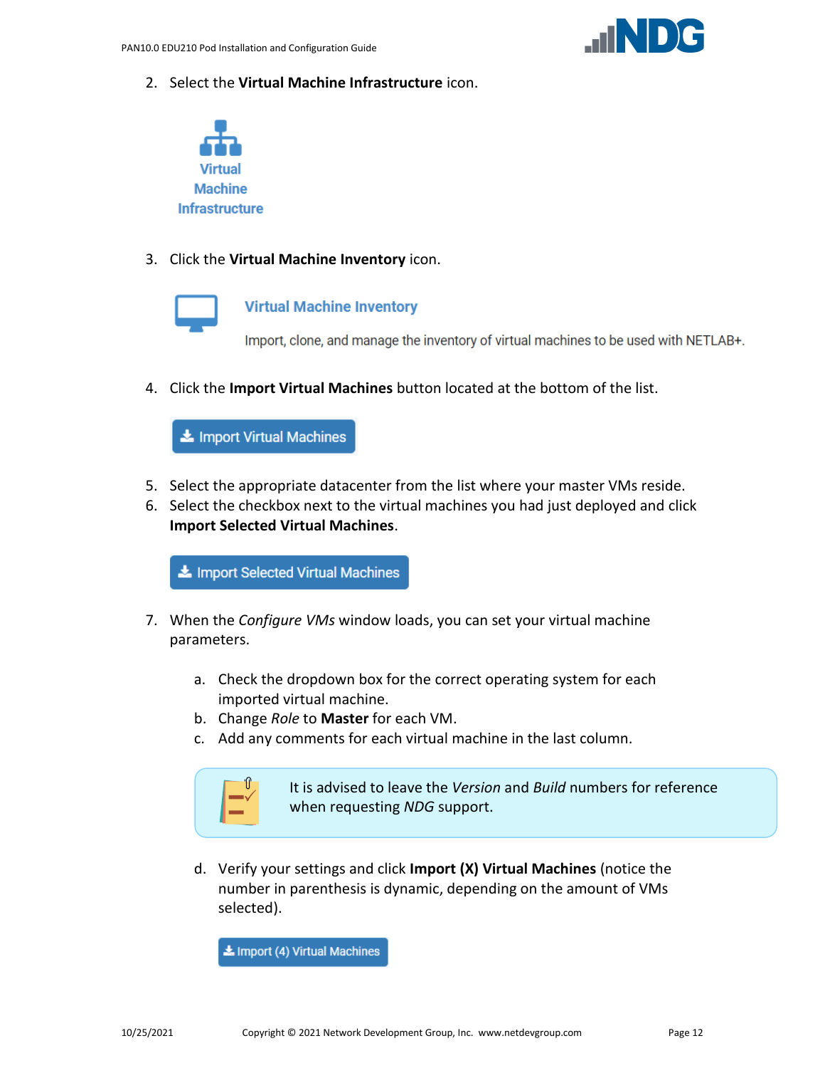2. Select the **Virtual Machine Infrastructure** icon.

   Virtual Machine Infrastructure

3. Click the **Virtual Machine Inventory** icon.

   **Virtual Machine Inventory**

   Import, clone, and manage the inventory of virtual machines to be used with NETLAB+.

4. Click the **Import Virtual Machines** button located at the bottom of the list.

   Import Virtual Machines

5. Select the appropriate datacenter from the list where your master VMs reside.
6. Select the checkbox next to the virtual machines you had just deployed and click **Import Selected Virtual Machines**.

   Import Selected Virtual Machines

7. When the *Configure VMs* window loads, you can set your virtual machine parameters.

   a. Check the dropdown box for the correct operating system for each imported virtual machine.
   b. Change *Role* to **Master** for each VM.
   c. Add any comments for each virtual machine in the last column.

   > It is advised to leave the *Version* and *Build* numbers for reference when requesting *NDG* support.

   d. Verify your settings and click **Import (X) Virtual Machines** (notice the number in parenthesis is dynamic, depending on the amount of VMs selected).

   Import (4) Virtual Machines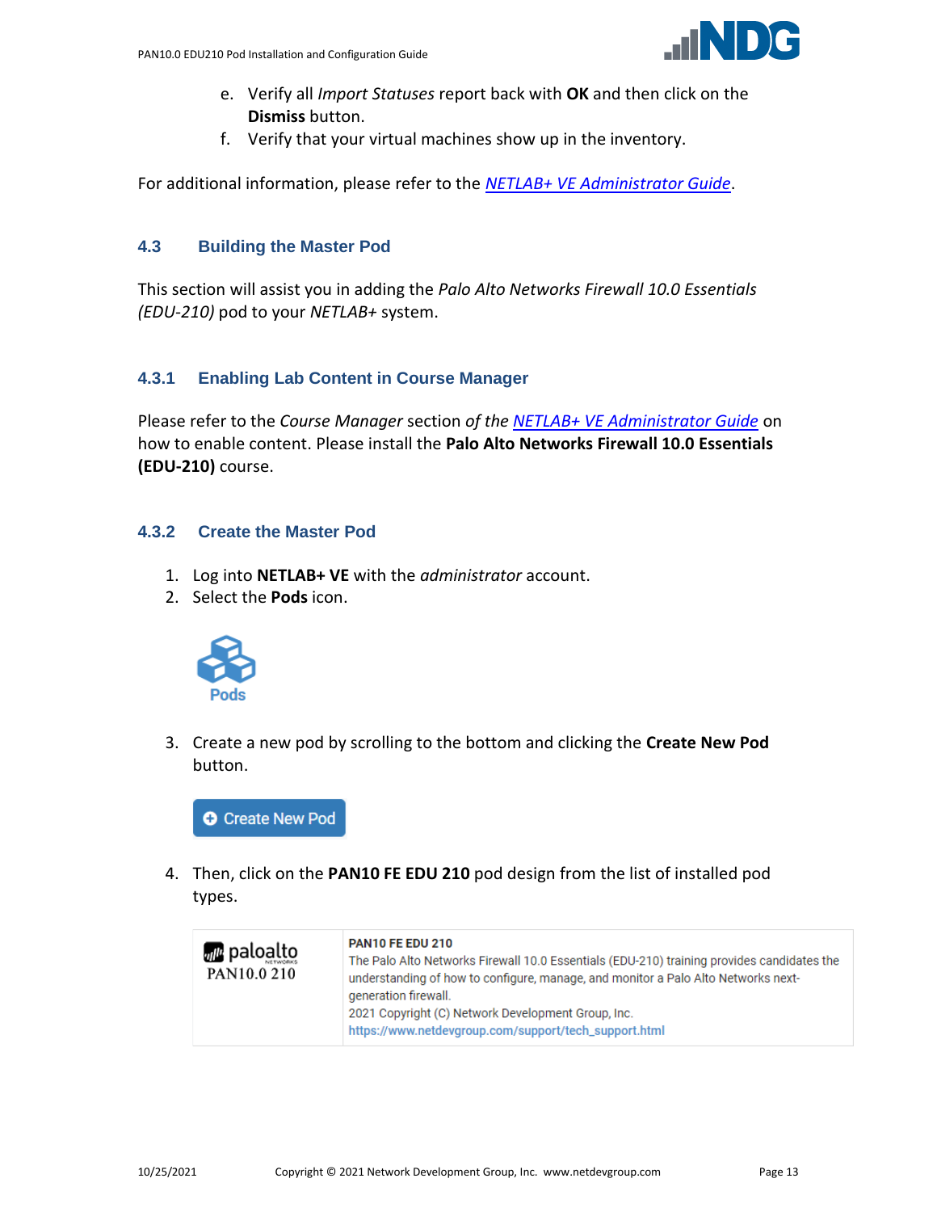e. Verify all *Import Statuses* report back with **OK** and then click on the **Dismiss** button.
   f. Verify that your virtual machines show up in the inventory.

For additional information, please refer to the *NETLAB+ VE Administrator Guide*.

### 4.3 Building the Master Pod

This section will assist you in adding the *Palo Alto Networks Firewall 10.0 Essentials (EDU-210)* pod to your *NETLAB+* system.

#### 4.3.1 Enabling Lab Content in Course Manager

Please refer to the *Course Manager* section *of the NETLAB+ VE Administrator Guide* on how to enable content. Please install the **Palo Alto Networks Firewall 10.0 Essentials (EDU-210)** course.

#### 4.3.2 Create the Master Pod

1. Log into **NETLAB+ VE** with the *administrator* account.
2. Select the **Pods** icon.

   Pods

3. Create a new pod by scrolling to the bottom and clicking the **Create New Pod** button.

   Create New Pod

4. Then, click on the **PAN10 FE EDU 210** pod design from the list of installed pod types.

| paloalto PAN10.0 210 | **PAN10 FE EDU 210**<br>The Palo Alto Networks Firewall 10.0 Essentials (EDU-210) training provides candidates the understanding of how to configure, manage, and monitor a Palo Alto Networks next-generation firewall.<br>2021 Copyright (C) Network Development Group, Inc.<br>https://www.netdevgroup.com/support/tech_support.html |
|---|---|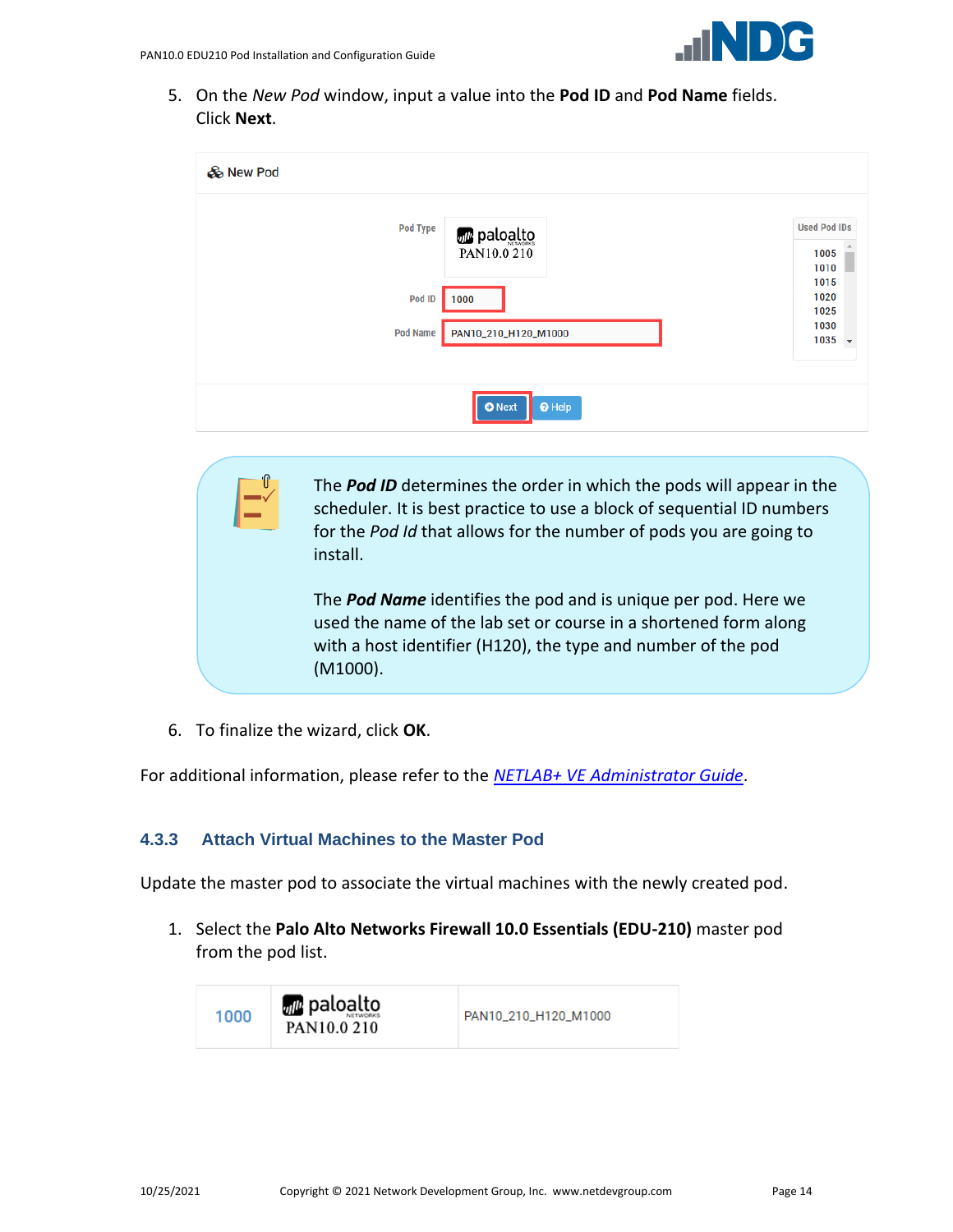5. On the *New Pod* window, input a value into the **Pod ID** and **Pod Name** fields. Click **Next**.

The ***Pod ID*** determines the order in which the pods will appear in the scheduler. It is best practice to use a block of sequential ID numbers for the *Pod Id* that allows for the number of pods you are going to install.

The ***Pod Name*** identifies the pod and is unique per pod. Here we used the name of the lab set or course in a shortened form along with a host identifier (H120), the type and number of the pod (M1000).

6. To finalize the wizard, click **OK**.

For additional information, please refer to the [*NETLAB+ VE Administrator Guide*](NETLAB+ VE Administrator Guide).

### 4.3.3 Attach Virtual Machines to the Master Pod

Update the master pod to associate the virtual machines with the newly created pod.

1. Select the **Palo Alto Networks Firewall 10.0 Essentials (EDU-210)** master pod from the pod list.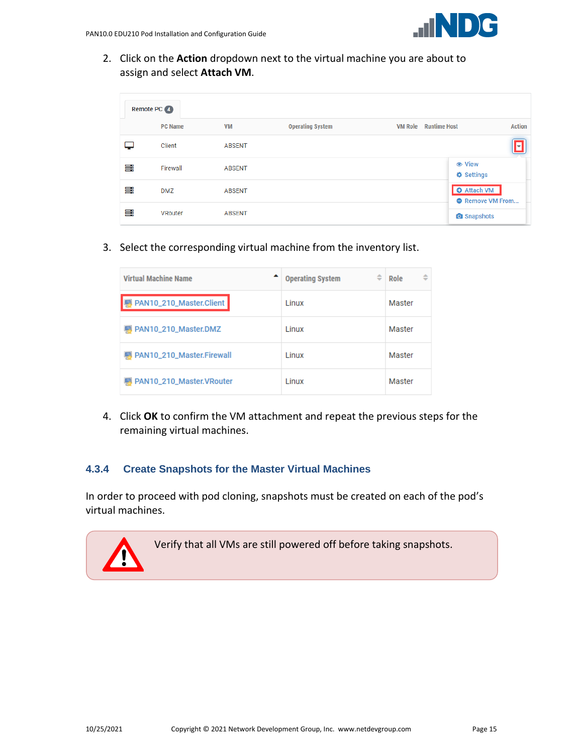2. Click on the **Action** dropdown next to the virtual machine you are about to assign and select **Attach VM**.

| | PC Name | VM | Operating System | VM Role | Runtime Host | Action |
|---|---|---|---|---|---|---|
| | Client | ABSENT | | | | |
| | Firewall | ABSENT | | | | |
| | DMZ | ABSENT | | | | |
| | VRouter | ABSENT | | | | |

3. Select the corresponding virtual machine from the inventory list.

| Virtual Machine Name | Operating System | Role |
|---|---|---|
| PAN10_210_Master.Client | Linux | Master |
| PAN10_210_Master.DMZ | Linux | Master |
| PAN10_210_Master.Firewall | Linux | Master |
| PAN10_210_Master.VRouter | Linux | Master |

4. Click **OK** to confirm the VM attachment and repeat the previous steps for the remaining virtual machines.

### 4.3.4 Create Snapshots for the Master Virtual Machines

In order to proceed with pod cloning, snapshots must be created on each of the pod's virtual machines.

> Verify that all VMs are still powered off before taking snapshots.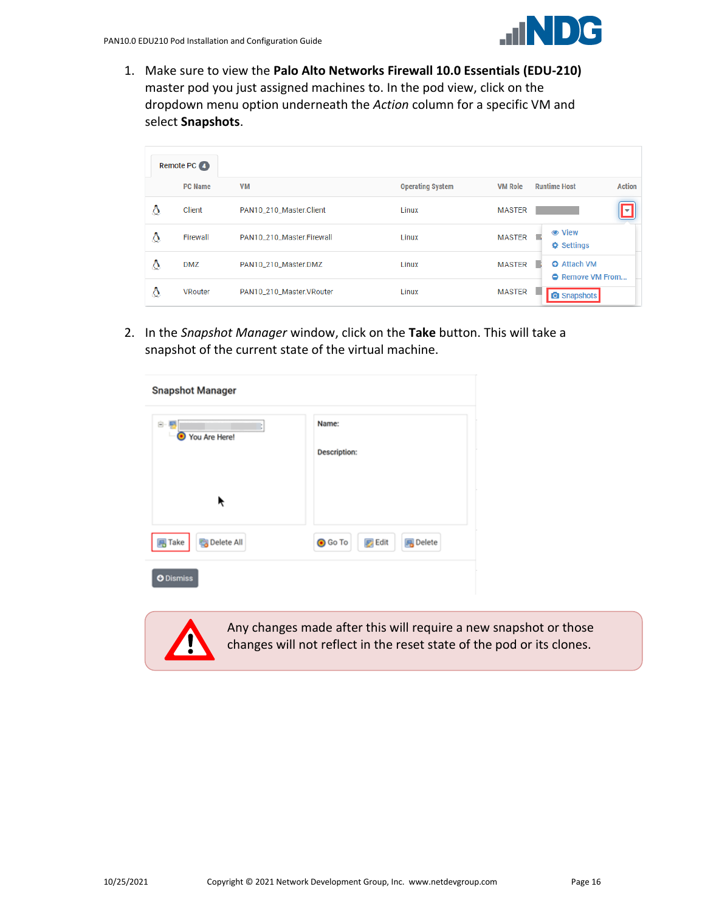1. Make sure to view the **Palo Alto Networks Firewall 10.0 Essentials (EDU-210)** master pod you just assigned machines to. In the pod view, click on the dropdown menu option underneath the *Action* column for a specific VM and select **Snapshots**.

2. In the *Snapshot Manager* window, click on the **Take** button. This will take a snapshot of the current state of the virtual machine.

Any changes made after this will require a new snapshot or those changes will not reflect in the reset state of the pod or its clones.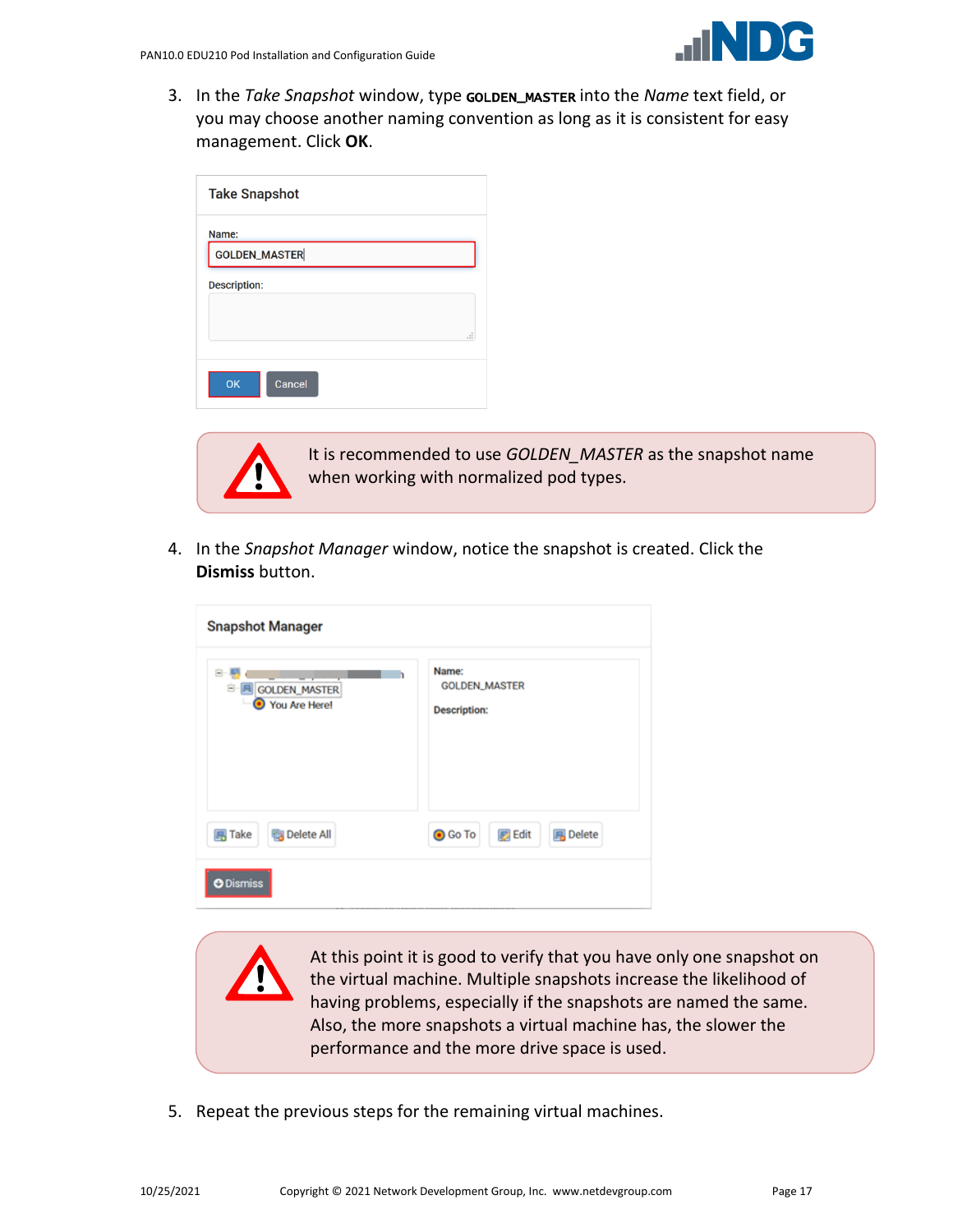3. In the *Take Snapshot* window, type **GOLDEN_MASTER** into the *Name* text field, or you may choose another naming convention as long as it is consistent for easy management. Click **OK**.

> It is recommended to use *GOLDEN_MASTER* as the snapshot name when working with normalized pod types.

4. In the *Snapshot Manager* window, notice the snapshot is created. Click the **Dismiss** button.

> At this point it is good to verify that you have only one snapshot on the virtual machine. Multiple snapshots increase the likelihood of having problems, especially if the snapshots are named the same. Also, the more snapshots a virtual machine has, the slower the performance and the more drive space is used.

5. Repeat the previous steps for the remaining virtual machines.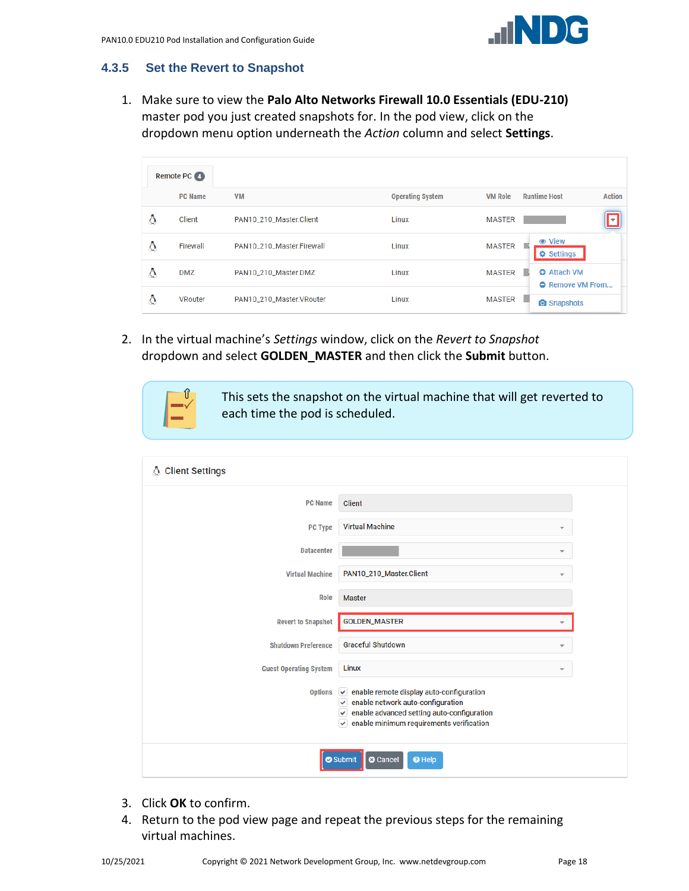### 4.3.5 Set the Revert to Snapshot

1. Make sure to view the **Palo Alto Networks Firewall 10.0 Essentials (EDU-210)** master pod you just created snapshots for. In the pod view, click on the dropdown menu option underneath the *Action* column and select **Settings**.

2. In the virtual machine's *Settings* window, click on the *Revert to Snapshot* dropdown and select **GOLDEN_MASTER** and then click the **Submit** button.

   This sets the snapshot on the virtual machine that will get reverted to each time the pod is scheduled.

3. Click **OK** to confirm.
4. Return to the pod view page and repeat the previous steps for the remaining virtual machines.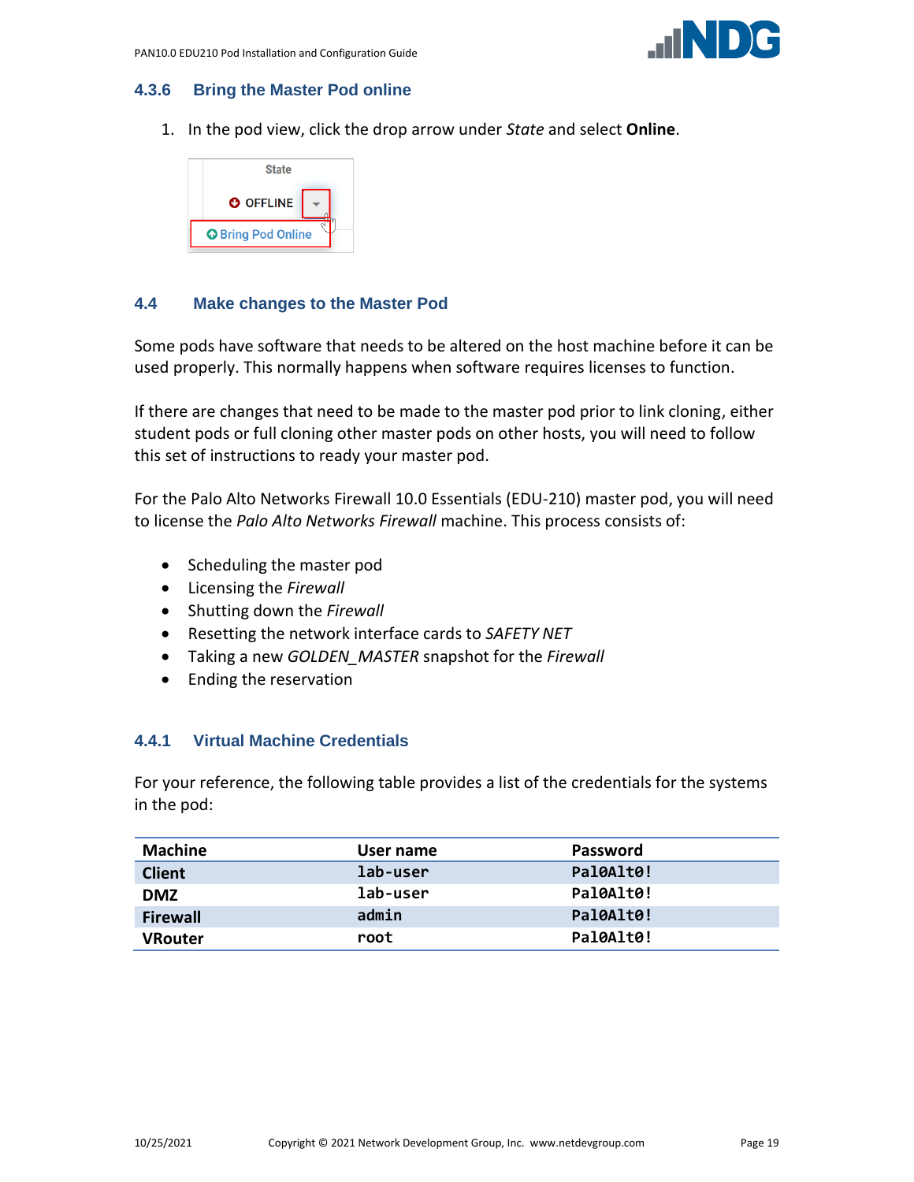### 4.3.6 Bring the Master Pod online

1. In the pod view, click the drop arrow under *State* and select **Online**.

## 4.4 Make changes to the Master Pod

Some pods have software that needs to be altered on the host machine before it can be used properly. This normally happens when software requires licenses to function.

If there are changes that need to be made to the master pod prior to link cloning, either student pods or full cloning other master pods on other hosts, you will need to follow this set of instructions to ready your master pod.

For the Palo Alto Networks Firewall 10.0 Essentials (EDU-210) master pod, you will need to license the *Palo Alto Networks Firewall* machine. This process consists of:

- Scheduling the master pod
- Licensing the *Firewall*
- Shutting down the *Firewall*
- Resetting the network interface cards to *SAFETY NET*
- Taking a new *GOLDEN_MASTER* snapshot for the *Firewall*
- Ending the reservation

### 4.4.1 Virtual Machine Credentials

For your reference, the following table provides a list of the credentials for the systems in the pod:

| Machine | User name | Password |
|---|---|---|
| **Client** | `lab-user` | `Pal0Alt0!` |
| **DMZ** | `lab-user` | `Pal0Alt0!` |
| **Firewall** | `admin` | `Pal0Alt0!` |
| **VRouter** | `root` | `Pal0Alt0!` |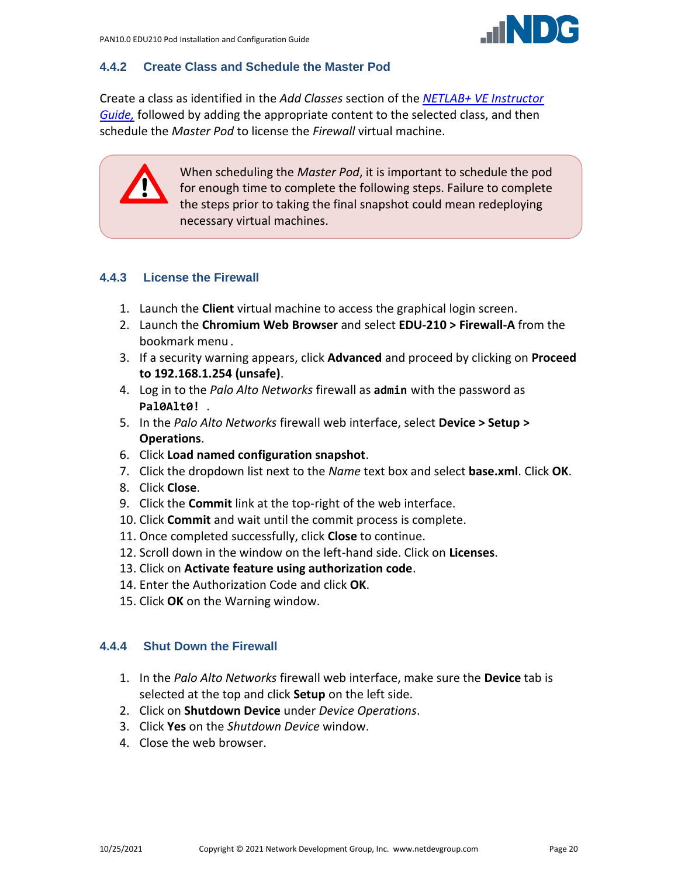### 4.4.2 Create Class and Schedule the Master Pod

Create a class as identified in the *Add Classes* section of the *NETLAB+ VE Instructor Guide,* followed by adding the appropriate content to the selected class, and then schedule the *Master Pod* to license the *Firewall* virtual machine.

> When scheduling the *Master Pod*, it is important to schedule the pod for enough time to complete the following steps. Failure to complete the steps prior to taking the final snapshot could mean redeploying necessary virtual machines.

### 4.4.3 License the Firewall

1. Launch the **Client** virtual machine to access the graphical login screen.
2. Launch the **Chromium Web Browser** and select **EDU-210 > Firewall-A** from the bookmark menu.
3. If a security warning appears, click **Advanced** and proceed by clicking on **Proceed to 192.168.1.254 (unsafe)**.
4. Log in to the *Palo Alto Networks* firewall as `admin` with the password as `Pal0Alt0!` .
5. In the *Palo Alto Networks* firewall web interface, select **Device > Setup > Operations**.
6. Click **Load named configuration snapshot**.
7. Click the dropdown list next to the *Name* text box and select **base.xml**. Click **OK**.
8. Click **Close**.
9. Click the **Commit** link at the top-right of the web interface.
10. Click **Commit** and wait until the commit process is complete.
11. Once completed successfully, click **Close** to continue.
12. Scroll down in the window on the left-hand side. Click on **Licenses**.
13. Click on **Activate feature using authorization code**.
14. Enter the Authorization Code and click **OK**.
15. Click **OK** on the Warning window.

### 4.4.4 Shut Down the Firewall

1. In the *Palo Alto Networks* firewall web interface, make sure the **Device** tab is selected at the top and click **Setup** on the left side.
2. Click on **Shutdown Device** under *Device Operations*.
3. Click **Yes** on the *Shutdown Device* window.
4. Close the web browser.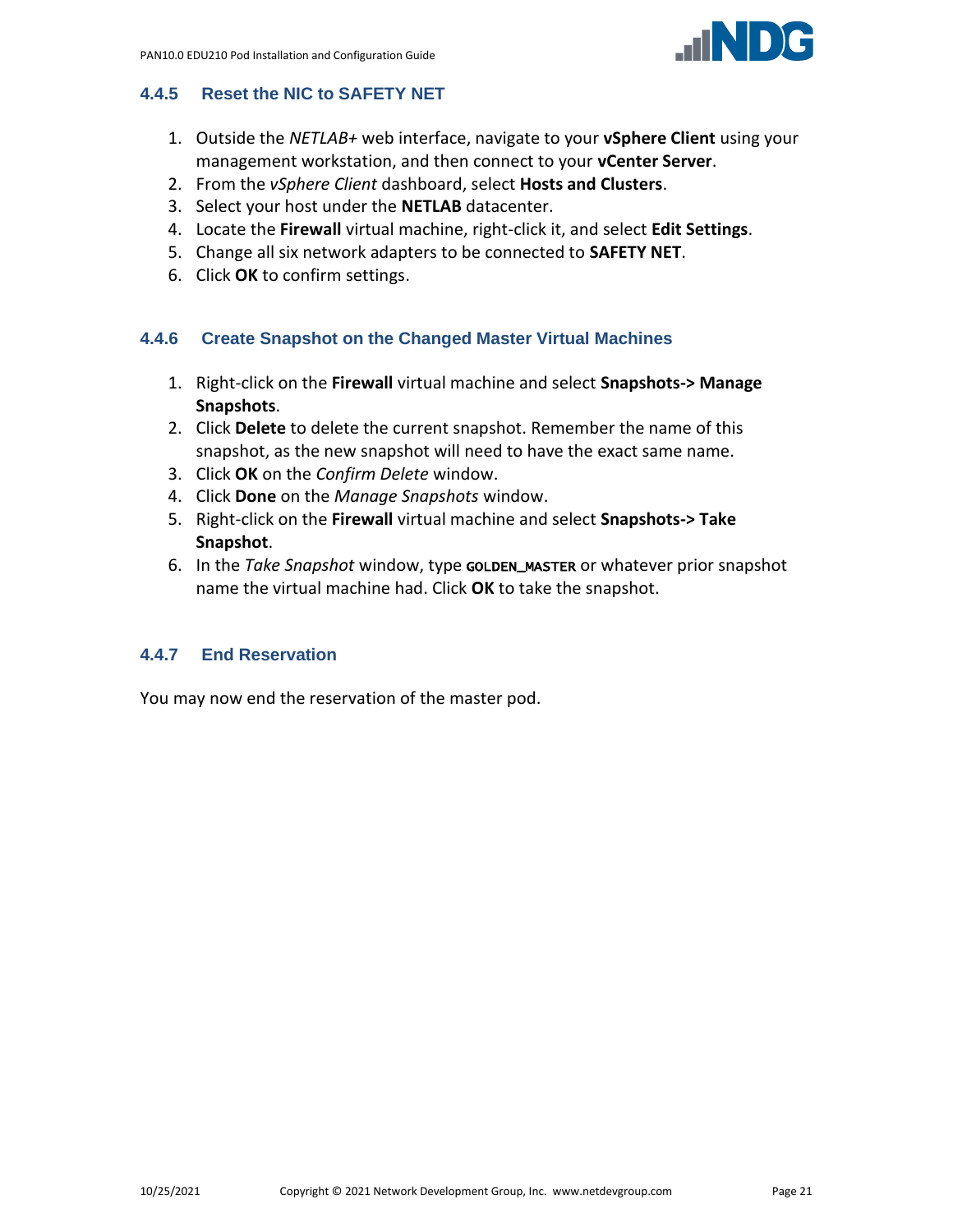### 4.4.5 Reset the NIC to SAFETY NET

1. Outside the *NETLAB+* web interface, navigate to your **vSphere Client** using your management workstation, and then connect to your **vCenter Server**.
2. From the *vSphere Client* dashboard, select **Hosts and Clusters**.
3. Select your host under the **NETLAB** datacenter.
4. Locate the **Firewall** virtual machine, right-click it, and select **Edit Settings**.
5. Change all six network adapters to be connected to **SAFETY NET**.
6. Click **OK** to confirm settings.

### 4.4.6 Create Snapshot on the Changed Master Virtual Machines

1. Right-click on the **Firewall** virtual machine and select **Snapshots-> Manage Snapshots**.
2. Click **Delete** to delete the current snapshot. Remember the name of this snapshot, as the new snapshot will need to have the exact same name.
3. Click **OK** on the *Confirm Delete* window.
4. Click **Done** on the *Manage Snapshots* window.
5. Right-click on the **Firewall** virtual machine and select **Snapshots-> Take Snapshot**.
6. In the *Take Snapshot* window, type **GOLDEN_MASTER** or whatever prior snapshot name the virtual machine had. Click **OK** to take the snapshot.

### 4.4.7 End Reservation

You may now end the reservation of the master pod.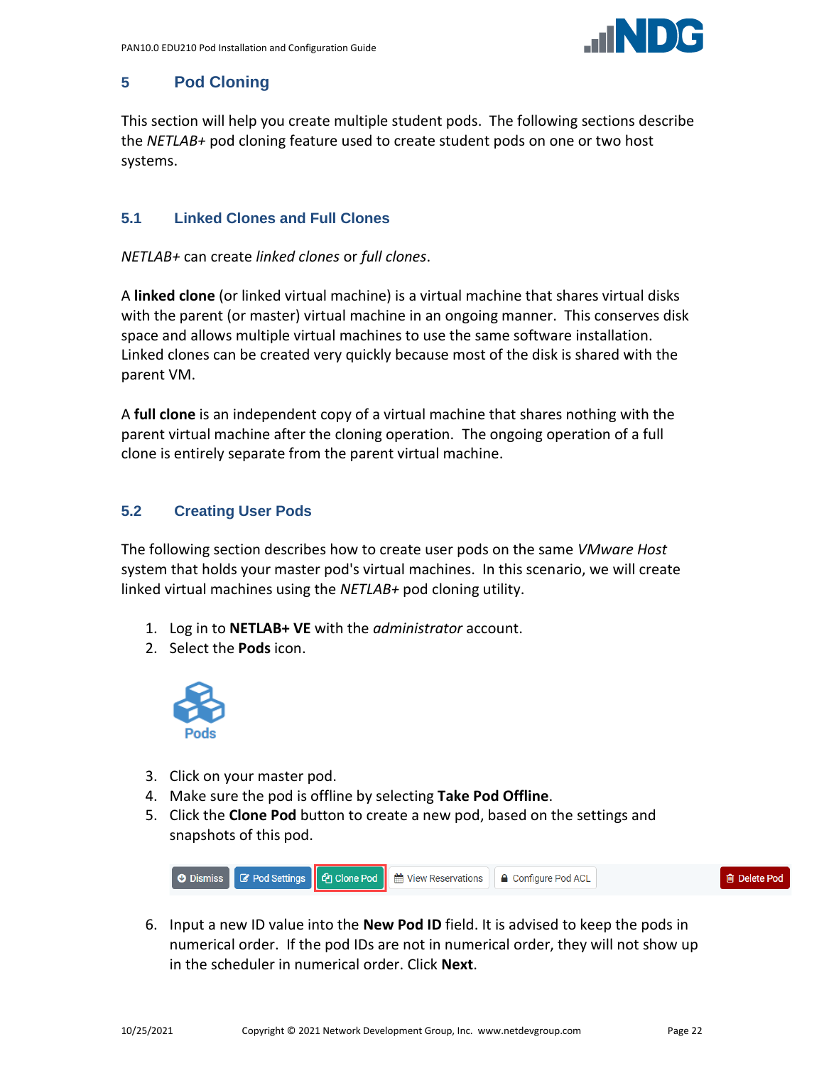# 5 Pod Cloning

This section will help you create multiple student pods. The following sections describe the *NETLAB+* pod cloning feature used to create student pods on one or two host systems.

## 5.1 Linked Clones and Full Clones

*NETLAB+* can create *linked clones* or *full clones*.

A **linked clone** (or linked virtual machine) is a virtual machine that shares virtual disks with the parent (or master) virtual machine in an ongoing manner. This conserves disk space and allows multiple virtual machines to use the same software installation. Linked clones can be created very quickly because most of the disk is shared with the parent VM.

A **full clone** is an independent copy of a virtual machine that shares nothing with the parent virtual machine after the cloning operation. The ongoing operation of a full clone is entirely separate from the parent virtual machine.

## 5.2 Creating User Pods

The following section describes how to create user pods on the same *VMware Host* system that holds your master pod's virtual machines. In this scenario, we will create linked virtual machines using the *NETLAB+* pod cloning utility.

1. Log in to **NETLAB+ VE** with the *administrator* account.
2. Select the **Pods** icon.

   Pods

3. Click on your master pod.
4. Make sure the pod is offline by selecting **Take Pod Offline**.
5. Click the **Clone Pod** button to create a new pod, based on the settings and snapshots of this pod.

   Dismiss | Pod Settings | Clone Pod | View Reservations | Configure Pod ACL | Delete Pod

6. Input a new ID value into the **New Pod ID** field. It is advised to keep the pods in numerical order. If the pod IDs are not in numerical order, they will not show up in the scheduler in numerical order. Click **Next**.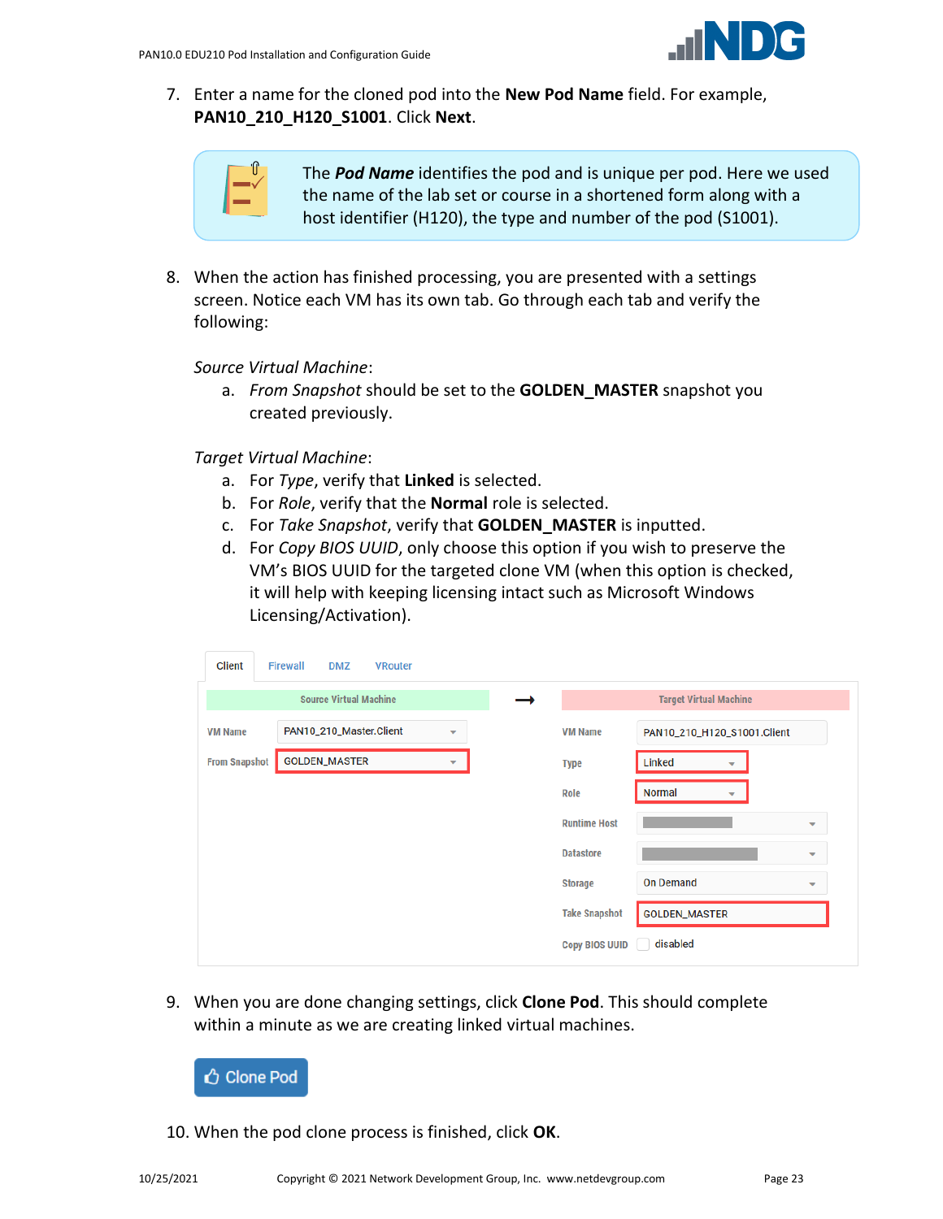7. Enter a name for the cloned pod into the **New Pod Name** field. For example, **PAN10_210_H120_S1001**. Click **Next**.

> The ***Pod Name*** identifies the pod and is unique per pod. Here we used the name of the lab set or course in a shortened form along with a host identifier (H120), the type and number of the pod (S1001).

8. When the action has finished processing, you are presented with a settings screen. Notice each VM has its own tab. Go through each tab and verify the following:

   *Source Virtual Machine*:
   
   a. *From Snapshot* should be set to the **GOLDEN_MASTER** snapshot you created previously.

   *Target Virtual Machine*:
   
   a. For *Type*, verify that **Linked** is selected.
   b. For *Role*, verify that the **Normal** role is selected.
   c. For *Take Snapshot*, verify that **GOLDEN_MASTER** is inputted.
   d. For *Copy BIOS UUID*, only choose this option if you wish to preserve the VM's BIOS UUID for the targeted clone VM (when this option is checked, it will help with keeping licensing intact such as Microsoft Windows Licensing/Activation).

9. When you are done changing settings, click **Clone Pod**. This should complete within a minute as we are creating linked virtual machines.

10. When the pod clone process is finished, click **OK**.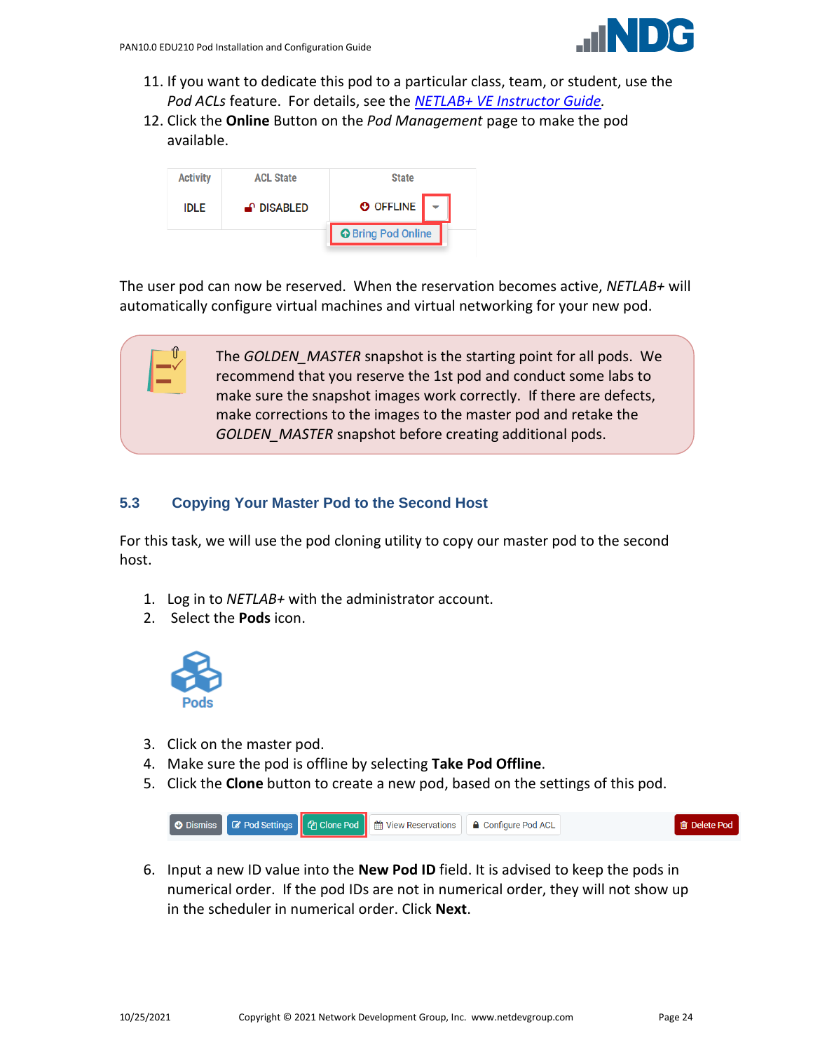11. If you want to dedicate this pod to a particular class, team, or student, use the *Pod ACLs* feature. For details, see the [*NETLAB+ VE Instructor Guide*].
12. Click the **Online** Button on the *Pod Management* page to make the pod available.

The user pod can now be reserved. When the reservation becomes active, *NETLAB+* will automatically configure virtual machines and virtual networking for your new pod.

> The *GOLDEN_MASTER* snapshot is the starting point for all pods. We recommend that you reserve the 1st pod and conduct some labs to make sure the snapshot images work correctly. If there are defects, make corrections to the images to the master pod and retake the *GOLDEN_MASTER* snapshot before creating additional pods.

## 5.3 Copying Your Master Pod to the Second Host

For this task, we will use the pod cloning utility to copy our master pod to the second host.

1. Log in to *NETLAB+* with the administrator account.
2. Select the **Pods** icon.
3. Click on the master pod.
4. Make sure the pod is offline by selecting **Take Pod Offline**.
5. Click the **Clone** button to create a new pod, based on the settings of this pod.
6. Input a new ID value into the **New Pod ID** field. It is advised to keep the pods in numerical order. If the pod IDs are not in numerical order, they will not show up in the scheduler in numerical order. Click **Next**.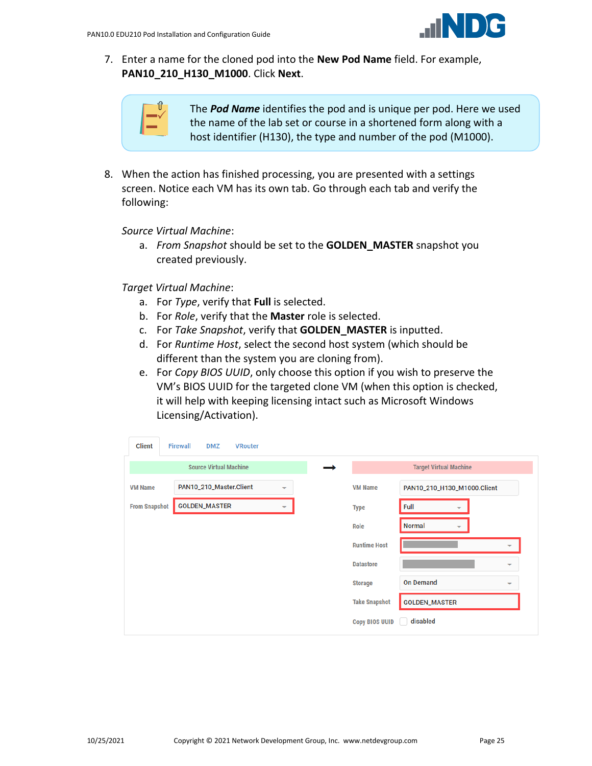7. Enter a name for the cloned pod into the **New Pod Name** field. For example, **PAN10_210_H130_M1000**. Click **Next**.

> The ***Pod Name*** identifies the pod and is unique per pod. Here we used the name of the lab set or course in a shortened form along with a host identifier (H130), the type and number of the pod (M1000).

8. When the action has finished processing, you are presented with a settings screen. Notice each VM has its own tab. Go through each tab and verify the following:

   *Source Virtual Machine*:
   
   a. *From Snapshot* should be set to the **GOLDEN_MASTER** snapshot you created previously.

   *Target Virtual Machine*:
   
   a. For *Type*, verify that **Full** is selected.
   
   b. For *Role*, verify that the **Master** role is selected.
   
   c. For *Take Snapshot*, verify that **GOLDEN_MASTER** is inputted.
   
   d. For *Runtime Host*, select the second host system (which should be different than the system you are cloning from).
   
   e. For *Copy BIOS UUID*, only choose this option if you wish to preserve the VM's BIOS UUID for the targeted clone VM (when this option is checked, it will help with keeping licensing intact such as Microsoft Windows Licensing/Activation).

Client | Firewall | DMZ | VRouter

| Source Virtual Machine | | | Target Virtual Machine | |
|---|---|---|---|---|
| VM Name | PAN10_210_Master.Client | → | VM Name | PAN10_210_H130_M1000.Client |
| From Snapshot | GOLDEN_MASTER | | Type | Full |
| | | | Role | Normal |
| | | | Runtime Host | |
| | | | Datastore | |
| | | | Storage | On Demand |
| | | | Take Snapshot | GOLDEN_MASTER |
| | | | Copy BIOS UUID | disabled |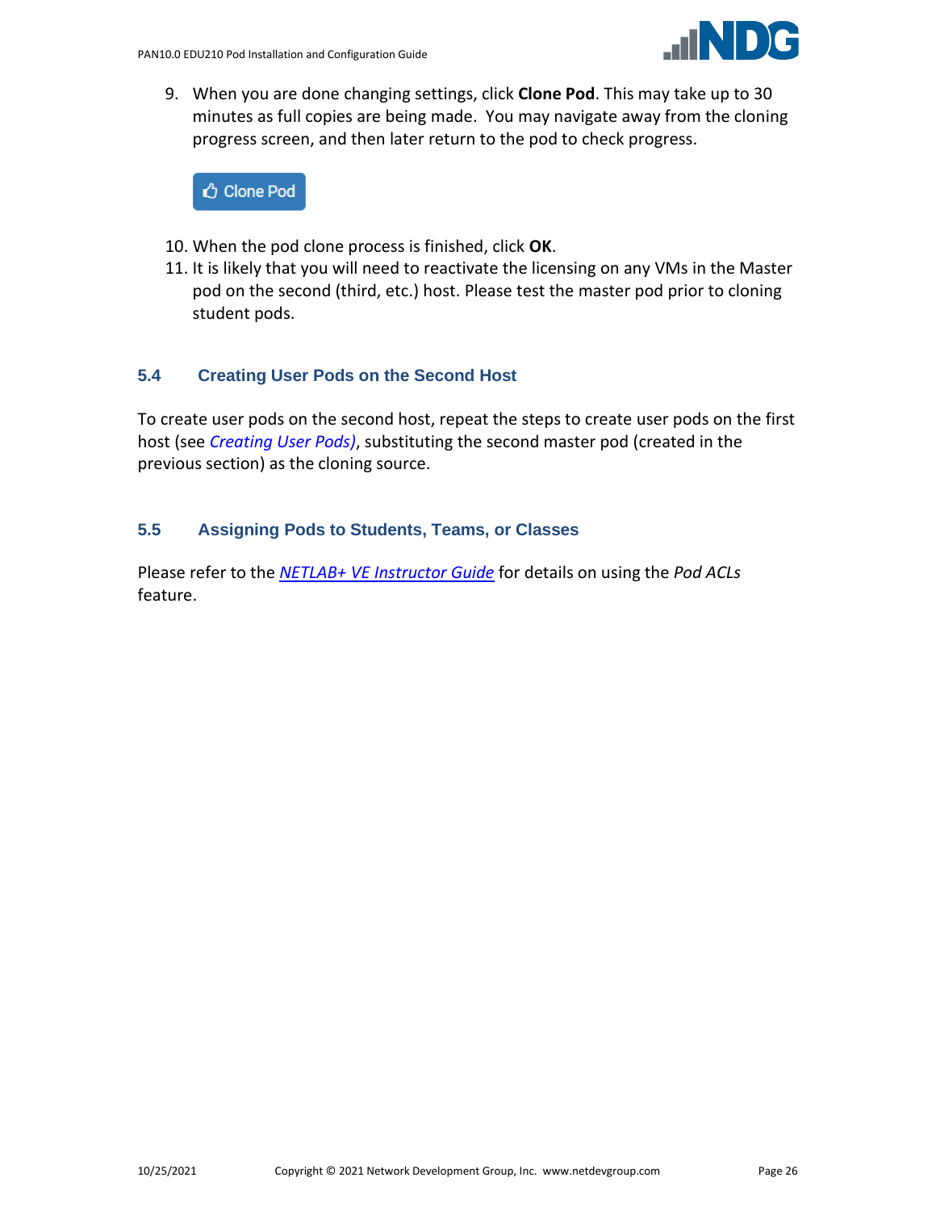9. When you are done changing settings, click **Clone Pod**. This may take up to 30 minutes as full copies are being made. You may navigate away from the cloning progress screen, and then later return to the pod to check progress.

Clone Pod

10. When the pod clone process is finished, click **OK**.
11. It is likely that you will need to reactivate the licensing on any VMs in the Master pod on the second (third, etc.) host. Please test the master pod prior to cloning student pods.

## 5.4 Creating User Pods on the Second Host

To create user pods on the second host, repeat the steps to create user pods on the first host (see *Creating User Pods)*, substituting the second master pod (created in the previous section) as the cloning source.

## 5.5 Assigning Pods to Students, Teams, or Classes

Please refer to the *NETLAB+ VE Instructor Guide* for details on using the *Pod ACLs* feature.